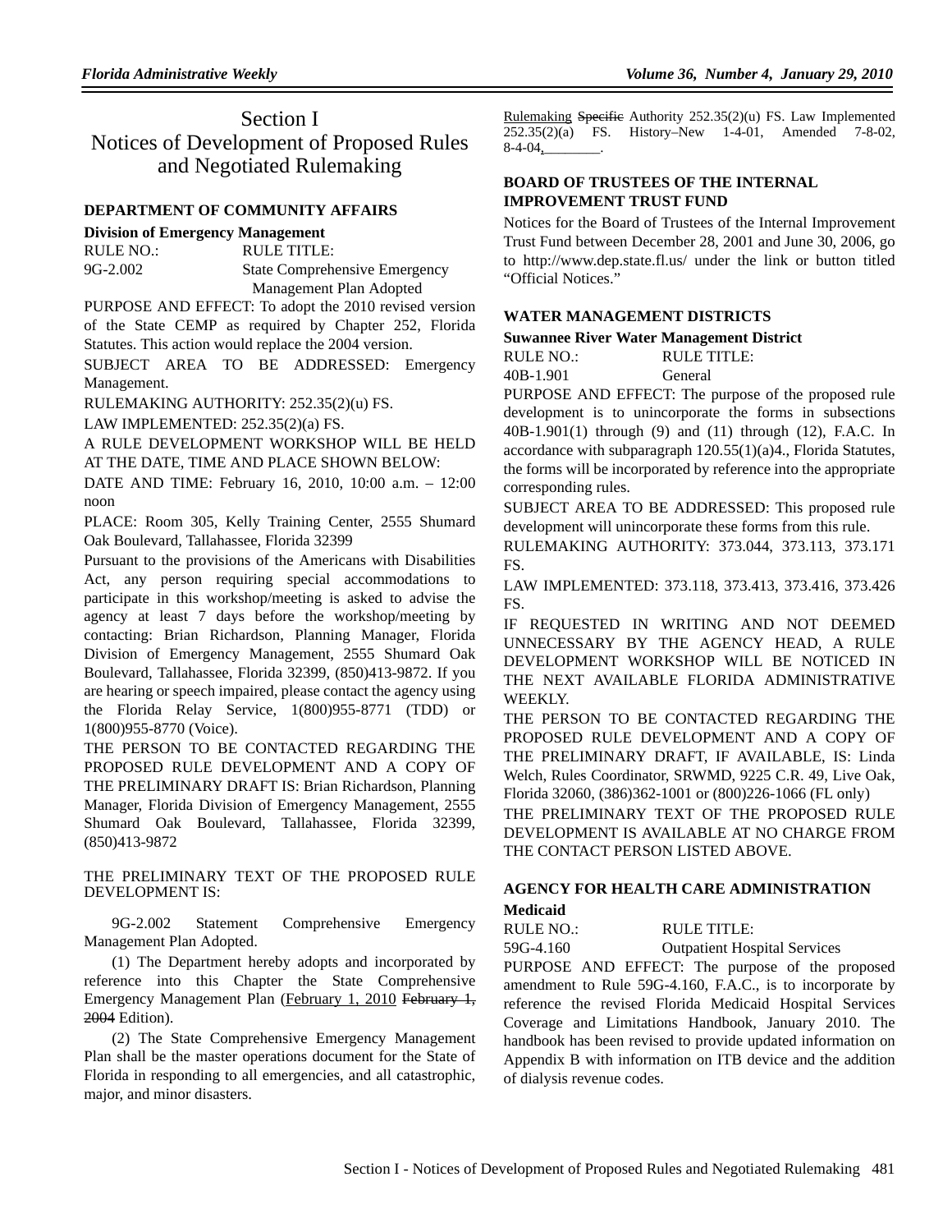# Section I
# Notices of Development of Proposed Rules and Negotiated Rulemaking

## DEPARTMENT OF COMMUNITY AFFAIRS

**Division of Emergency Management**

RULE NO.: 9G-2.002

RULE TITLE: State Comprehensive Emergency Management Plan Adopted

PURPOSE AND EFFECT: To adopt the 2010 revised version of the State CEMP as required by Chapter 252, Florida Statutes. This action would replace the 2004 version.

SUBJECT AREA TO BE ADDRESSED: Emergency Management.

RULEMAKING AUTHORITY: 252.35(2)(u) FS.

LAW IMPLEMENTED: 252.35(2)(a) FS.

A RULE DEVELOPMENT WORKSHOP WILL BE HELD AT THE DATE, TIME AND PLACE SHOWN BELOW:

DATE AND TIME: February 16, 2010, 10:00 a.m. – 12:00 noon

PLACE: Room 305, Kelly Training Center, 2555 Shumard Oak Boulevard, Tallahassee, Florida 32399

Pursuant to the provisions of the Americans with Disabilities Act, any person requiring special accommodations to participate in this workshop/meeting is asked to advise the agency at least 7 days before the workshop/meeting by contacting: Brian Richardson, Planning Manager, Florida Division of Emergency Management, 2555 Shumard Oak Boulevard, Tallahassee, Florida 32399, (850)413-9872. If you are hearing or speech impaired, please contact the agency using the Florida Relay Service, 1(800)955-8771 (TDD) or 1(800)955-8770 (Voice).

THE PERSON TO BE CONTACTED REGARDING THE PROPOSED RULE DEVELOPMENT AND A COPY OF THE PRELIMINARY DRAFT IS: Brian Richardson, Planning Manager, Florida Division of Emergency Management, 2555 Shumard Oak Boulevard, Tallahassee, Florida 32399, (850)413-9872

THE PRELIMINARY TEXT OF THE PROPOSED RULE DEVELOPMENT IS:

9G-2.002 Statement Comprehensive Emergency Management Plan Adopted.

(1) The Department hereby adopts and incorporated by reference into this Chapter the State Comprehensive Emergency Management Plan (<u>February 1, 2010</u> ~~February 1, 2004~~ Edition).

(2) The State Comprehensive Emergency Management Plan shall be the master operations document for the State of Florida in responding to all emergencies, and all catastrophic, major, and minor disasters.

<u>Rulemaking</u> ~~Specific~~ Authority 252.35(2)(u) FS. Law Implemented 252.35(2)(a) FS. History–New 1-4-01, Amended 7-8-02, 8-4-04<u>,________</u>.

## BOARD OF TRUSTEES OF THE INTERNAL IMPROVEMENT TRUST FUND

Notices for the Board of Trustees of the Internal Improvement Trust Fund between December 28, 2001 and June 30, 2006, go to http://www.dep.state.fl.us/ under the link or button titled "Official Notices."

## WATER MANAGEMENT DISTRICTS

**Suwannee River Water Management District**

RULE NO.: 40B-1.901

RULE TITLE: General

PURPOSE AND EFFECT: The purpose of the proposed rule development is to unincorporate the forms in subsections 40B-1.901(1) through (9) and (11) through (12), F.A.C. In accordance with subparagraph 120.55(1)(a)4., Florida Statutes, the forms will be incorporated by reference into the appropriate corresponding rules.

SUBJECT AREA TO BE ADDRESSED: This proposed rule development will unincorporate these forms from this rule.

RULEMAKING AUTHORITY: 373.044, 373.113, 373.171 FS.

LAW IMPLEMENTED: 373.118, 373.413, 373.416, 373.426 FS.

IF REQUESTED IN WRITING AND NOT DEEMED UNNECESSARY BY THE AGENCY HEAD, A RULE DEVELOPMENT WORKSHOP WILL BE NOTICED IN THE NEXT AVAILABLE FLORIDA ADMINISTRATIVE WEEKLY.

THE PERSON TO BE CONTACTED REGARDING THE PROPOSED RULE DEVELOPMENT AND A COPY OF THE PRELIMINARY DRAFT, IF AVAILABLE, IS: Linda Welch, Rules Coordinator, SRWMD, 9225 C.R. 49, Live Oak, Florida 32060, (386)362-1001 or (800)226-1066 (FL only)

THE PRELIMINARY TEXT OF THE PROPOSED RULE DEVELOPMENT IS AVAILABLE AT NO CHARGE FROM THE CONTACT PERSON LISTED ABOVE.

## AGENCY FOR HEALTH CARE ADMINISTRATION

**Medicaid**

RULE NO.: 59G-4.160

RULE TITLE: Outpatient Hospital Services

PURPOSE AND EFFECT: The purpose of the proposed amendment to Rule 59G-4.160, F.A.C., is to incorporate by reference the revised Florida Medicaid Hospital Services Coverage and Limitations Handbook, January 2010. The handbook has been revised to provide updated information on Appendix B with information on ITB device and the addition of dialysis revenue codes.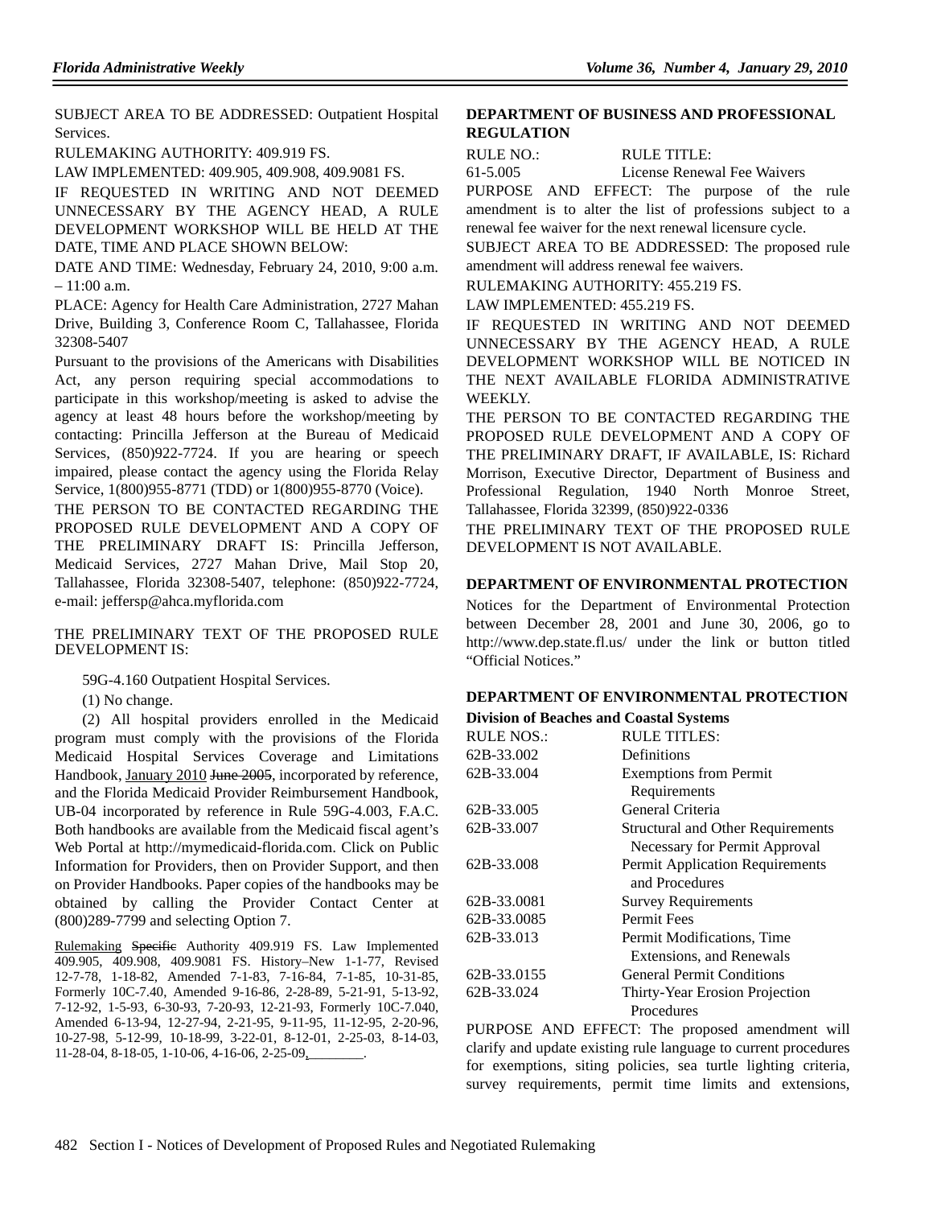SUBJECT AREA TO BE ADDRESSED: Outpatient Hospital Services.

RULEMAKING AUTHORITY: 409.919 FS.

LAW IMPLEMENTED: 409.905, 409.908, 409.9081 FS.

IF REQUESTED IN WRITING AND NOT DEEMED UNNECESSARY BY THE AGENCY HEAD, A RULE DEVELOPMENT WORKSHOP WILL BE HELD AT THE DATE, TIME AND PLACE SHOWN BELOW:

DATE AND TIME: Wednesday, February 24, 2010, 9:00 a.m. – 11:00 a.m.

PLACE: Agency for Health Care Administration, 2727 Mahan Drive, Building 3, Conference Room C, Tallahassee, Florida 32308-5407

Pursuant to the provisions of the Americans with Disabilities Act, any person requiring special accommodations to participate in this workshop/meeting is asked to advise the agency at least 48 hours before the workshop/meeting by contacting: Princilla Jefferson at the Bureau of Medicaid Services, (850)922-7724. If you are hearing or speech impaired, please contact the agency using the Florida Relay Service, 1(800)955-8771 (TDD) or 1(800)955-8770 (Voice).

THE PERSON TO BE CONTACTED REGARDING THE PROPOSED RULE DEVELOPMENT AND A COPY OF THE PRELIMINARY DRAFT IS: Princilla Jefferson, Medicaid Services, 2727 Mahan Drive, Mail Stop 20, Tallahassee, Florida 32308-5407, telephone: (850)922-7724, e-mail: jeffersp@ahca.myflorida.com

THE PRELIMINARY TEXT OF THE PROPOSED RULE DEVELOPMENT IS:

59G-4.160 Outpatient Hospital Services.

(1) No change.

(2) All hospital providers enrolled in the Medicaid program must comply with the provisions of the Florida Medicaid Hospital Services Coverage and Limitations Handbook, January 2010 ~~June 2005~~, incorporated by reference, and the Florida Medicaid Provider Reimbursement Handbook, UB-04 incorporated by reference in Rule 59G-4.003, F.A.C. Both handbooks are available from the Medicaid fiscal agent's Web Portal at http://mymedicaid-florida.com. Click on Public Information for Providers, then on Provider Support, and then on Provider Handbooks. Paper copies of the handbooks may be obtained by calling the Provider Contact Center at (800)289-7799 and selecting Option 7.

Rulemaking ~~Specific~~ Authority 409.919 FS. Law Implemented 409.905, 409.908, 409.9081 FS. History–New 1-1-77, Revised 12-7-78, 1-18-82, Amended 7-1-83, 7-16-84, 7-1-85, 10-31-85, Formerly 10C-7.40, Amended 9-16-86, 2-28-89, 5-21-91, 5-13-92, 7-12-92, 1-5-93, 6-30-93, 7-20-93, 12-21-93, Formerly 10C-7.040, Amended 6-13-94, 12-27-94, 2-21-95, 9-11-95, 11-12-95, 2-20-96, 10-27-98, 5-12-99, 10-18-99, 3-22-01, 8-12-01, 2-25-03, 8-14-03, 11-28-04, 8-18-05, 1-10-06, 4-16-06, 2-25-09,________.

## DEPARTMENT OF BUSINESS AND PROFESSIONAL REGULATION

| RULE NO.: | RULE TITLE: |
|---|---|
| 61-5.005 | License Renewal Fee Waivers |

PURPOSE AND EFFECT: The purpose of the rule amendment is to alter the list of professions subject to a renewal fee waiver for the next renewal licensure cycle.

SUBJECT AREA TO BE ADDRESSED: The proposed rule amendment will address renewal fee waivers.

RULEMAKING AUTHORITY: 455.219 FS.

LAW IMPLEMENTED: 455.219 FS.

IF REQUESTED IN WRITING AND NOT DEEMED UNNECESSARY BY THE AGENCY HEAD, A RULE DEVELOPMENT WORKSHOP WILL BE NOTICED IN THE NEXT AVAILABLE FLORIDA ADMINISTRATIVE WEEKLY.

THE PERSON TO BE CONTACTED REGARDING THE PROPOSED RULE DEVELOPMENT AND A COPY OF THE PRELIMINARY DRAFT, IF AVAILABLE, IS: Richard Morrison, Executive Director, Department of Business and Professional Regulation, 1940 North Monroe Street, Tallahassee, Florida 32399, (850)922-0336

THE PRELIMINARY TEXT OF THE PROPOSED RULE DEVELOPMENT IS NOT AVAILABLE.

## DEPARTMENT OF ENVIRONMENTAL PROTECTION

Notices for the Department of Environmental Protection between December 28, 2001 and June 30, 2006, go to http://www.dep.state.fl.us/ under the link or button titled "Official Notices."

## DEPARTMENT OF ENVIRONMENTAL PROTECTION

### Division of Beaches and Coastal Systems

| RULE NOS.: | RULE TITLES: |
|---|---|
| 62B-33.002 | Definitions |
| 62B-33.004 | Exemptions from Permit Requirements |
| 62B-33.005 | General Criteria |
| 62B-33.007 | Structural and Other Requirements Necessary for Permit Approval |
| 62B-33.008 | Permit Application Requirements and Procedures |
| 62B-33.0081 | Survey Requirements |
| 62B-33.0085 | Permit Fees |
| 62B-33.013 | Permit Modifications, Time Extensions, and Renewals |
| 62B-33.0155 | General Permit Conditions |
| 62B-33.024 | Thirty-Year Erosion Projection Procedures |

PURPOSE AND EFFECT: The proposed amendment will clarify and update existing rule language to current procedures for exemptions, siting policies, sea turtle lighting criteria, survey requirements, permit time limits and extensions,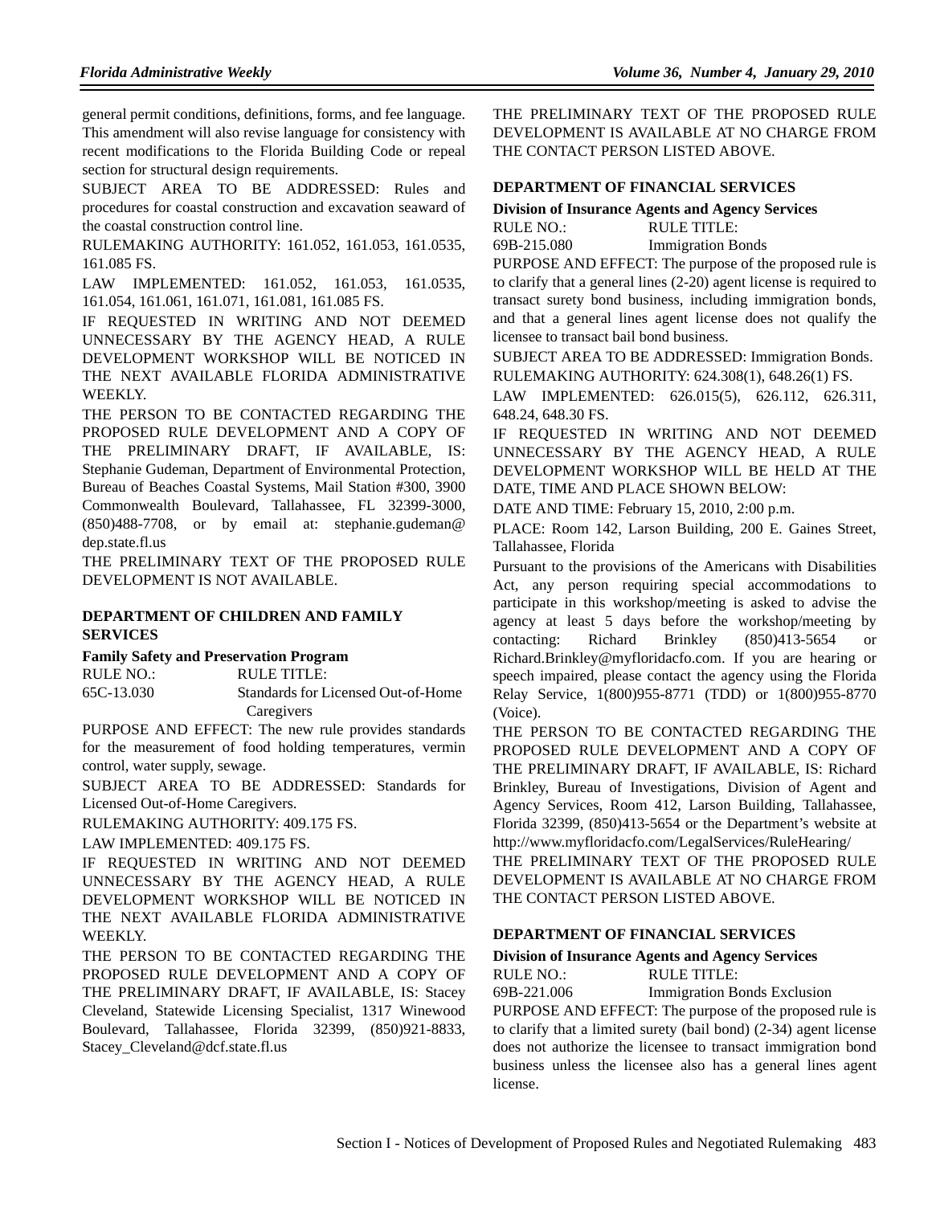general permit conditions, definitions, forms, and fee language. This amendment will also revise language for consistency with recent modifications to the Florida Building Code or repeal section for structural design requirements.

SUBJECT AREA TO BE ADDRESSED: Rules and procedures for coastal construction and excavation seaward of the coastal construction control line.

RULEMAKING AUTHORITY: 161.052, 161.053, 161.0535, 161.085 FS.

LAW IMPLEMENTED: 161.052, 161.053, 161.0535, 161.054, 161.061, 161.071, 161.081, 161.085 FS.

IF REQUESTED IN WRITING AND NOT DEEMED UNNECESSARY BY THE AGENCY HEAD, A RULE DEVELOPMENT WORKSHOP WILL BE NOTICED IN THE NEXT AVAILABLE FLORIDA ADMINISTRATIVE WEEKLY.

THE PERSON TO BE CONTACTED REGARDING THE PROPOSED RULE DEVELOPMENT AND A COPY OF THE PRELIMINARY DRAFT, IF AVAILABLE, IS: Stephanie Gudeman, Department of Environmental Protection, Bureau of Beaches Coastal Systems, Mail Station #300, 3900 Commonwealth Boulevard, Tallahassee, FL 32399-3000, (850)488-7708, or by email at: stephanie.gudeman@dep.state.fl.us

THE PRELIMINARY TEXT OF THE PROPOSED RULE DEVELOPMENT IS NOT AVAILABLE.

### DEPARTMENT OF CHILDREN AND FAMILY SERVICES

**Family Safety and Preservation Program**

| RULE NO.: | RULE TITLE: |
|---|---|
| 65C-13.030 | Standards for Licensed Out-of-Home Caregivers |

PURPOSE AND EFFECT: The new rule provides standards for the measurement of food holding temperatures, vermin control, water supply, sewage.

SUBJECT AREA TO BE ADDRESSED: Standards for Licensed Out-of-Home Caregivers.

RULEMAKING AUTHORITY: 409.175 FS.

LAW IMPLEMENTED: 409.175 FS.

IF REQUESTED IN WRITING AND NOT DEEMED UNNECESSARY BY THE AGENCY HEAD, A RULE DEVELOPMENT WORKSHOP WILL BE NOTICED IN THE NEXT AVAILABLE FLORIDA ADMINISTRATIVE WEEKLY.

THE PERSON TO BE CONTACTED REGARDING THE PROPOSED RULE DEVELOPMENT AND A COPY OF THE PRELIMINARY DRAFT, IF AVAILABLE, IS: Stacey Cleveland, Statewide Licensing Specialist, 1317 Winewood Boulevard, Tallahassee, Florida 32399, (850)921-8833, Stacey_Cleveland@dcf.state.fl.us

THE PRELIMINARY TEXT OF THE PROPOSED RULE DEVELOPMENT IS AVAILABLE AT NO CHARGE FROM THE CONTACT PERSON LISTED ABOVE.

### DEPARTMENT OF FINANCIAL SERVICES

**Division of Insurance Agents and Agency Services**

| RULE NO.: | RULE TITLE: |
|---|---|
| 69B-215.080 | Immigration Bonds |

PURPOSE AND EFFECT: The purpose of the proposed rule is to clarify that a general lines (2-20) agent license is required to transact surety bond business, including immigration bonds, and that a general lines agent license does not qualify the licensee to transact bail bond business.

SUBJECT AREA TO BE ADDRESSED: Immigration Bonds.

RULEMAKING AUTHORITY: 624.308(1), 648.26(1) FS.

LAW IMPLEMENTED: 626.015(5), 626.112, 626.311, 648.24, 648.30 FS.

IF REQUESTED IN WRITING AND NOT DEEMED UNNECESSARY BY THE AGENCY HEAD, A RULE DEVELOPMENT WORKSHOP WILL BE HELD AT THE DATE, TIME AND PLACE SHOWN BELOW:

DATE AND TIME: February 15, 2010, 2:00 p.m.

PLACE: Room 142, Larson Building, 200 E. Gaines Street, Tallahassee, Florida

Pursuant to the provisions of the Americans with Disabilities Act, any person requiring special accommodations to participate in this workshop/meeting is asked to advise the agency at least 5 days before the workshop/meeting by contacting: Richard Brinkley (850)413-5654 or Richard.Brinkley@myfloridacfo.com. If you are hearing or speech impaired, please contact the agency using the Florida Relay Service, 1(800)955-8771 (TDD) or 1(800)955-8770 (Voice).

THE PERSON TO BE CONTACTED REGARDING THE PROPOSED RULE DEVELOPMENT AND A COPY OF THE PRELIMINARY DRAFT, IF AVAILABLE, IS: Richard Brinkley, Bureau of Investigations, Division of Agent and Agency Services, Room 412, Larson Building, Tallahassee, Florida 32399, (850)413-5654 or the Department's website at http://www.myfloridacfo.com/LegalServices/RuleHearing/

THE PRELIMINARY TEXT OF THE PROPOSED RULE DEVELOPMENT IS AVAILABLE AT NO CHARGE FROM THE CONTACT PERSON LISTED ABOVE.

### DEPARTMENT OF FINANCIAL SERVICES

**Division of Insurance Agents and Agency Services**

| RULE NO.: | RULE TITLE: |
|---|---|
| 69B-221.006 | Immigration Bonds Exclusion |

PURPOSE AND EFFECT: The purpose of the proposed rule is to clarify that a limited surety (bail bond) (2-34) agent license does not authorize the licensee to transact immigration bond business unless the licensee also has a general lines agent license.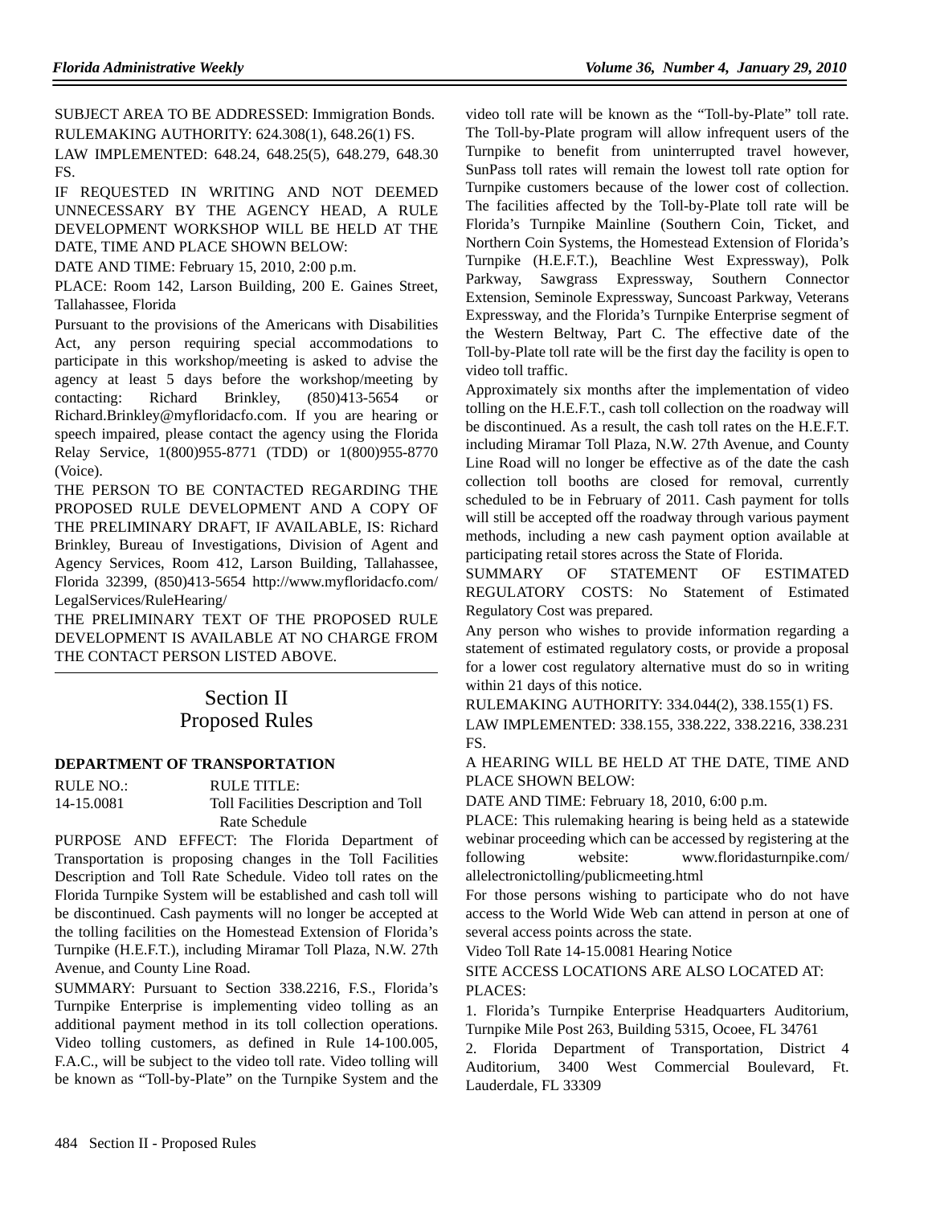SUBJECT AREA TO BE ADDRESSED: Immigration Bonds.

RULEMAKING AUTHORITY: 624.308(1), 648.26(1) FS.

LAW IMPLEMENTED: 648.24, 648.25(5), 648.279, 648.30 FS.

IF REQUESTED IN WRITING AND NOT DEEMED UNNECESSARY BY THE AGENCY HEAD, A RULE DEVELOPMENT WORKSHOP WILL BE HELD AT THE DATE, TIME AND PLACE SHOWN BELOW:

DATE AND TIME: February 15, 2010, 2:00 p.m.

PLACE: Room 142, Larson Building, 200 E. Gaines Street, Tallahassee, Florida

Pursuant to the provisions of the Americans with Disabilities Act, any person requiring special accommodations to participate in this workshop/meeting is asked to advise the agency at least 5 days before the workshop/meeting by contacting: Richard Brinkley, (850)413-5654 or Richard.Brinkley@myfloridacfo.com. If you are hearing or speech impaired, please contact the agency using the Florida Relay Service, 1(800)955-8771 (TDD) or 1(800)955-8770 (Voice).

THE PERSON TO BE CONTACTED REGARDING THE PROPOSED RULE DEVELOPMENT AND A COPY OF THE PRELIMINARY DRAFT, IF AVAILABLE, IS: Richard Brinkley, Bureau of Investigations, Division of Agent and Agency Services, Room 412, Larson Building, Tallahassee, Florida 32399, (850)413-5654 http://www.myfloridacfo.com/LegalServices/RuleHearing/

THE PRELIMINARY TEXT OF THE PROPOSED RULE DEVELOPMENT IS AVAILABLE AT NO CHARGE FROM THE CONTACT PERSON LISTED ABOVE.

# Section II
# Proposed Rules

### DEPARTMENT OF TRANSPORTATION

| RULE NO.: | RULE TITLE: |
|---|---|
| 14-15.0081 | Toll Facilities Description and Toll Rate Schedule |

PURPOSE AND EFFECT: The Florida Department of Transportation is proposing changes in the Toll Facilities Description and Toll Rate Schedule. Video toll rates on the Florida Turnpike System will be established and cash toll will be discontinued. Cash payments will no longer be accepted at the tolling facilities on the Homestead Extension of Florida's Turnpike (H.E.F.T.), including Miramar Toll Plaza, N.W. 27th Avenue, and County Line Road.

SUMMARY: Pursuant to Section 338.2216, F.S., Florida's Turnpike Enterprise is implementing video tolling as an additional payment method in its toll collection operations. Video tolling customers, as defined in Rule 14-100.005, F.A.C., will be subject to the video toll rate. Video tolling will be known as "Toll-by-Plate" on the Turnpike System and the video toll rate will be known as the "Toll-by-Plate" toll rate. The Toll-by-Plate program will allow infrequent users of the Turnpike to benefit from uninterrupted travel however, SunPass toll rates will remain the lowest toll rate option for Turnpike customers because of the lower cost of collection. The facilities affected by the Toll-by-Plate toll rate will be Florida's Turnpike Mainline (Southern Coin, Ticket, and Northern Coin Systems, the Homestead Extension of Florida's Turnpike (H.E.F.T.), Beachline West Expressway), Polk Parkway, Sawgrass Expressway, Southern Connector Extension, Seminole Expressway, Suncoast Parkway, Veterans Expressway, and the Florida's Turnpike Enterprise segment of the Western Beltway, Part C. The effective date of the Toll-by-Plate toll rate will be the first day the facility is open to video toll traffic.

Approximately six months after the implementation of video tolling on the H.E.F.T., cash toll collection on the roadway will be discontinued. As a result, the cash toll rates on the H.E.F.T. including Miramar Toll Plaza, N.W. 27th Avenue, and County Line Road will no longer be effective as of the date the cash collection toll booths are closed for removal, currently scheduled to be in February of 2011. Cash payment for tolls will still be accepted off the roadway through various payment methods, including a new cash payment option available at participating retail stores across the State of Florida.

SUMMARY OF STATEMENT OF ESTIMATED REGULATORY COSTS: No Statement of Estimated Regulatory Cost was prepared.

Any person who wishes to provide information regarding a statement of estimated regulatory costs, or provide a proposal for a lower cost regulatory alternative must do so in writing within 21 days of this notice.

RULEMAKING AUTHORITY: 334.044(2), 338.155(1) FS.

LAW IMPLEMENTED: 338.155, 338.222, 338.2216, 338.231 FS.

A HEARING WILL BE HELD AT THE DATE, TIME AND PLACE SHOWN BELOW:

DATE AND TIME: February 18, 2010, 6:00 p.m.

PLACE: This rulemaking hearing is being held as a statewide webinar proceeding which can be accessed by registering at the following website: www.floridasturnpike.com/allelectronictolling/publicmeeting.html

For those persons wishing to participate who do not have access to the World Wide Web can attend in person at one of several access points across the state.

Video Toll Rate 14-15.0081 Hearing Notice

SITE ACCESS LOCATIONS ARE ALSO LOCATED AT:

PLACES:

1. Florida's Turnpike Enterprise Headquarters Auditorium, Turnpike Mile Post 263, Building 5315, Ocoee, FL 34761
2. Florida Department of Transportation, District 4 Auditorium, 3400 West Commercial Boulevard, Ft. Lauderdale, FL 33309